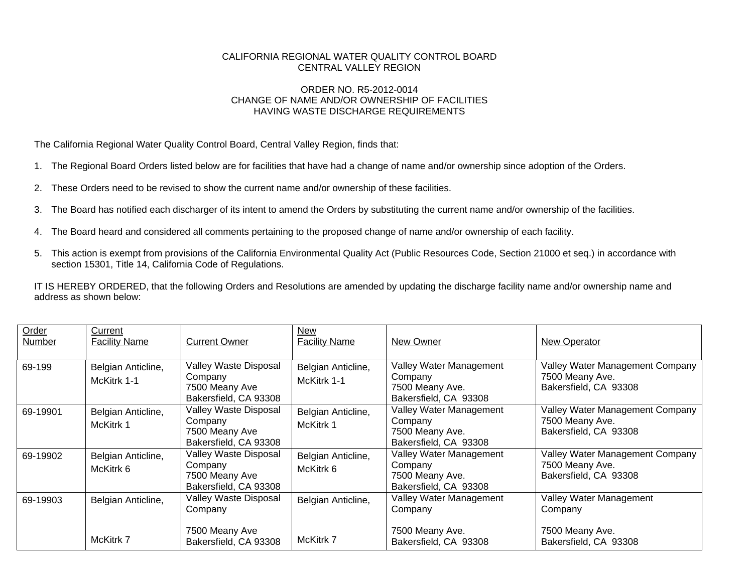CALIFORNIA REGIONAL WATER QUALITY CONTROL BOARD
CENTRAL VALLEY REGION

ORDER NO. R5-2012-0014
CHANGE OF NAME AND/OR OWNERSHIP OF FACILITIES
HAVING WASTE DISCHARGE REQUIREMENTS

The California Regional Water Quality Control Board, Central Valley Region, finds that:

1. The Regional Board Orders listed below are for facilities that have had a change of name and/or ownership since adoption of the Orders.

2. These Orders need to be revised to show the current name and/or ownership of these facilities.

3. The Board has notified each discharger of its intent to amend the Orders by substituting the current name and/or ownership of the facilities.

4. The Board heard and considered all comments pertaining to the proposed change of name and/or ownership of each facility.

5. This action is exempt from provisions of the California Environmental Quality Act (Public Resources Code, Section 21000 et seq.) in accordance with section 15301, Title 14, California Code of Regulations.

IT IS HEREBY ORDERED, that the following Orders and Resolutions are amended by updating the discharge facility name and/or ownership name and address as shown below:

| Order Number | Current Facility Name | Current Owner | New Facility Name | New Owner | New Operator |
|---|---|---|---|---|---|
| 69-199 | Belgian Anticline, McKitrk 1-1 | Valley Waste Disposal Company 7500 Meany Ave Bakersfield, CA 93308 | Belgian Anticline, McKitrk 1-1 | Valley Water Management Company 7500 Meany Ave. Bakersfield, CA 93308 | Valley Water Management Company 7500 Meany Ave. Bakersfield, CA 93308 |
| 69-19901 | Belgian Anticline, McKitrk 1 | Valley Waste Disposal Company 7500 Meany Ave Bakersfield, CA 93308 | Belgian Anticline, McKitrk 1 | Valley Water Management Company 7500 Meany Ave. Bakersfield, CA 93308 | Valley Water Management Company 7500 Meany Ave. Bakersfield, CA 93308 |
| 69-19902 | Belgian Anticline, McKitrk 6 | Valley Waste Disposal Company 7500 Meany Ave Bakersfield, CA 93308 | Belgian Anticline, McKitrk 6 | Valley Water Management Company 7500 Meany Ave. Bakersfield, CA 93308 | Valley Water Management Company 7500 Meany Ave. Bakersfield, CA 93308 |
| 69-19903 | Belgian Anticline, McKitrk 7 | Valley Waste Disposal Company 7500 Meany Ave Bakersfield, CA 93308 | Belgian Anticline, McKitrk 7 | Valley Water Management Company 7500 Meany Ave. Bakersfield, CA 93308 | Valley Water Management Company 7500 Meany Ave. Bakersfield, CA 93308 |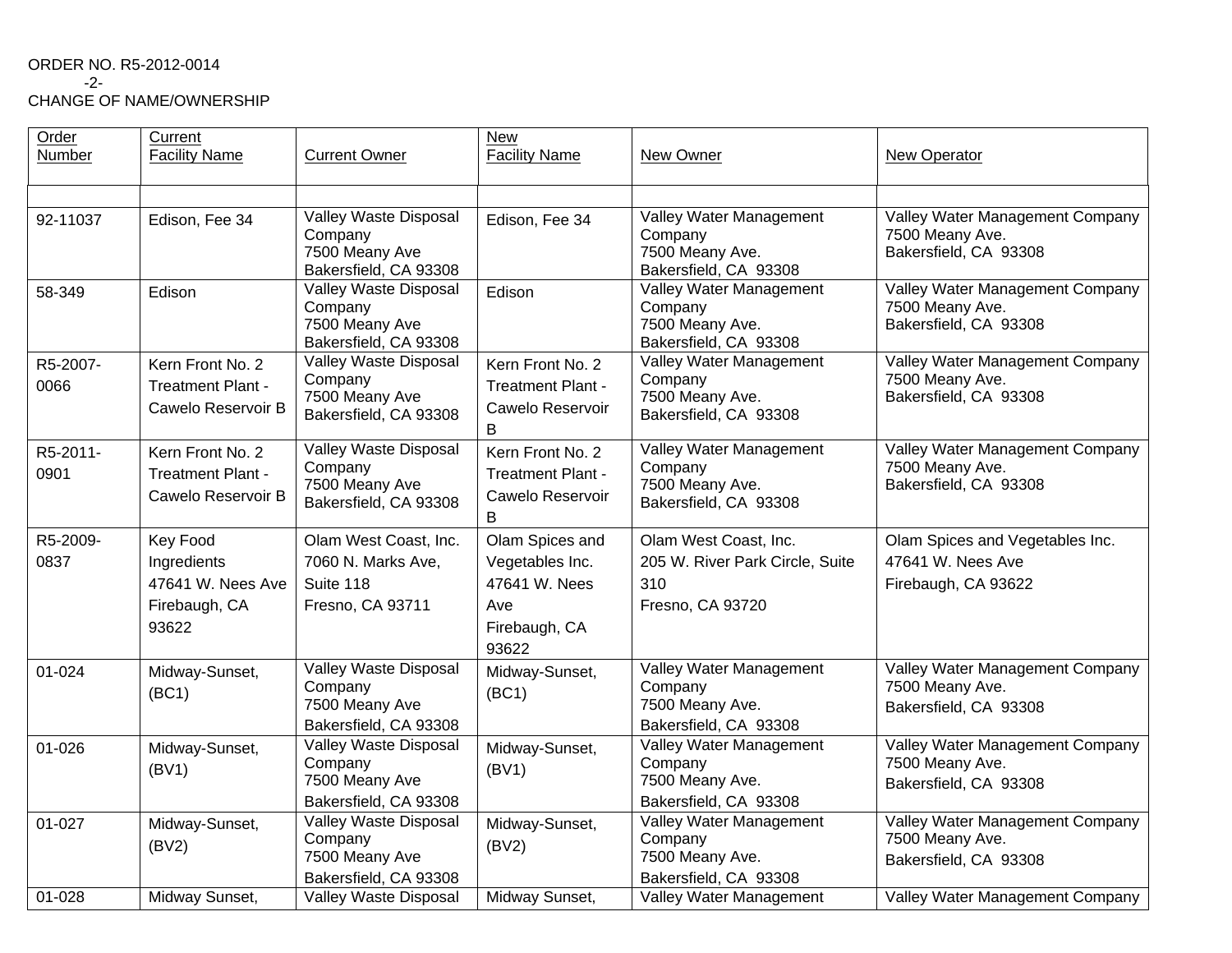ORDER NO. R5-2012-0014
CHANGE OF NAME/OWNERSHIP

| Order Number | Current Facility Name | Current Owner | New Facility Name | New Owner | New Operator |
|---|---|---|---|---|---|
| | | | | | |
| 92-11037 | Edison, Fee 34 | Valley Waste Disposal Company 7500 Meany Ave Bakersfield, CA 93308 | Edison, Fee 34 | Valley Water Management Company 7500 Meany Ave. Bakersfield, CA 93308 | Valley Water Management Company 7500 Meany Ave. Bakersfield, CA 93308 |
| 58-349 | Edison | Valley Waste Disposal Company 7500 Meany Ave Bakersfield, CA 93308 | Edison | Valley Water Management Company 7500 Meany Ave. Bakersfield, CA 93308 | Valley Water Management Company 7500 Meany Ave. Bakersfield, CA 93308 |
| R5-2007-0066 | Kern Front No. 2 Treatment Plant - Cawelo Reservoir B | Valley Waste Disposal Company 7500 Meany Ave Bakersfield, CA 93308 | Kern Front No. 2 Treatment Plant - Cawelo Reservoir B | Valley Water Management Company 7500 Meany Ave. Bakersfield, CA 93308 | Valley Water Management Company 7500 Meany Ave. Bakersfield, CA 93308 |
| R5-2011-0901 | Kern Front No. 2 Treatment Plant - Cawelo Reservoir B | Valley Waste Disposal Company 7500 Meany Ave Bakersfield, CA 93308 | Kern Front No. 2 Treatment Plant - Cawelo Reservoir B | Valley Water Management Company 7500 Meany Ave. Bakersfield, CA 93308 | Valley Water Management Company 7500 Meany Ave. Bakersfield, CA 93308 |
| R5-2009-0837 | Key Food Ingredients 47641 W. Nees Ave Firebaugh, CA 93622 | Olam West Coast, Inc. 7060 N. Marks Ave, Suite 118 Fresno, CA 93711 | Olam Spices and Vegetables Inc. 47641 W. Nees Ave Firebaugh, CA 93622 | Olam West Coast, Inc. 205 W. River Park Circle, Suite 310 Fresno, CA 93720 | Olam Spices and Vegetables Inc. 47641 W. Nees Ave Firebaugh, CA 93622 |
| 01-024 | Midway-Sunset, (BC1) | Valley Waste Disposal Company 7500 Meany Ave Bakersfield, CA 93308 | Midway-Sunset, (BC1) | Valley Water Management Company 7500 Meany Ave. Bakersfield, CA 93308 | Valley Water Management Company 7500 Meany Ave. Bakersfield, CA 93308 |
| 01-026 | Midway-Sunset, (BV1) | Valley Waste Disposal Company 7500 Meany Ave Bakersfield, CA 93308 | Midway-Sunset, (BV1) | Valley Water Management Company 7500 Meany Ave. Bakersfield, CA 93308 | Valley Water Management Company 7500 Meany Ave. Bakersfield, CA 93308 |
| 01-027 | Midway-Sunset, (BV2) | Valley Waste Disposal Company 7500 Meany Ave Bakersfield, CA 93308 | Midway-Sunset, (BV2) | Valley Water Management Company 7500 Meany Ave. Bakersfield, CA 93308 | Valley Water Management Company 7500 Meany Ave. Bakersfield, CA 93308 |
| 01-028 | Midway Sunset, | Valley Waste Disposal | Midway Sunset, | Valley Water Management | Valley Water Management Company |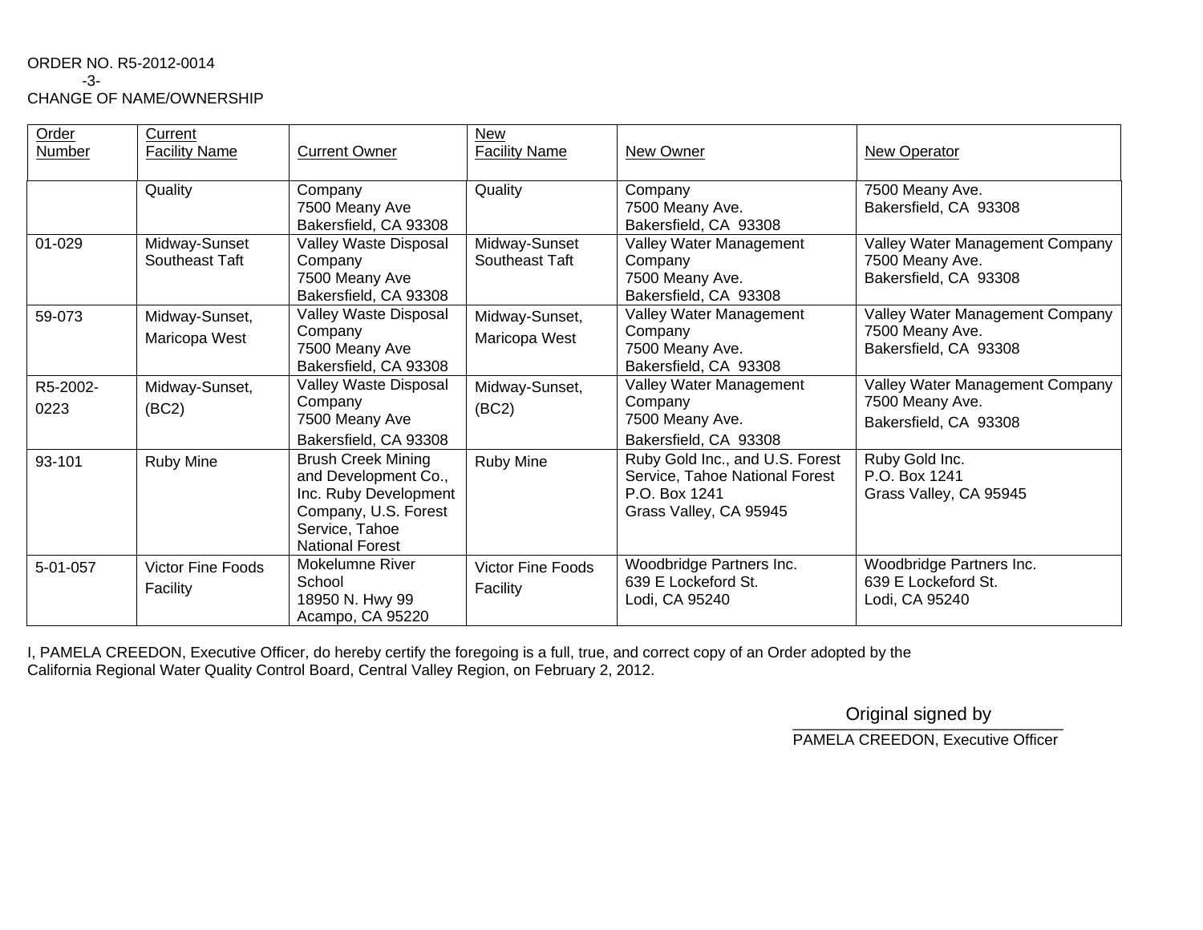ORDER NO. R5-2012-0014
CHANGE OF NAME/OWNERSHIP

| Order Number | Current Facility Name | Current Owner | New Facility Name | New Owner | New Operator |
|---|---|---|---|---|---|
| | Quality | Company 7500 Meany Ave Bakersfield, CA 93308 | Quality | Company 7500 Meany Ave. Bakersfield, CA 93308 | 7500 Meany Ave. Bakersfield, CA 93308 |
| 01-029 | Midway-Sunset Southeast Taft | Valley Waste Disposal Company 7500 Meany Ave Bakersfield, CA 93308 | Midway-Sunset Southeast Taft | Valley Water Management Company 7500 Meany Ave. Bakersfield, CA 93308 | Valley Water Management Company 7500 Meany Ave. Bakersfield, CA 93308 |
| 59-073 | Midway-Sunset, Maricopa West | Valley Waste Disposal Company 7500 Meany Ave Bakersfield, CA 93308 | Midway-Sunset, Maricopa West | Valley Water Management Company 7500 Meany Ave. Bakersfield, CA 93308 | Valley Water Management Company 7500 Meany Ave. Bakersfield, CA 93308 |
| R5-2002-0223 | Midway-Sunset, (BC2) | Valley Waste Disposal Company 7500 Meany Ave Bakersfield, CA 93308 | Midway-Sunset, (BC2) | Valley Water Management Company 7500 Meany Ave. Bakersfield, CA 93308 | Valley Water Management Company 7500 Meany Ave. Bakersfield, CA 93308 |
| 93-101 | Ruby Mine | Brush Creek Mining and Development Co., Inc. Ruby Development Company, U.S. Forest Service, Tahoe National Forest | Ruby Mine | Ruby Gold Inc., and U.S. Forest Service, Tahoe National Forest P.O. Box 1241 Grass Valley, CA 95945 | Ruby Gold Inc. P.O. Box 1241 Grass Valley, CA 95945 |
| 5-01-057 | Victor Fine Foods Facility | Mokelumne River School 18950 N. Hwy 99 Acampo, CA 95220 | Victor Fine Foods Facility | Woodbridge Partners Inc. 639 E Lockeford St. Lodi, CA 95240 | Woodbridge Partners Inc. 639 E Lockeford St. Lodi, CA 95240 |

I, PAMELA CREEDON, Executive Officer, do hereby certify the foregoing is a full, true, and correct copy of an Order adopted by the California Regional Water Quality Control Board, Central Valley Region, on February 2, 2012.

Original signed by

PAMELA CREEDON, Executive Officer